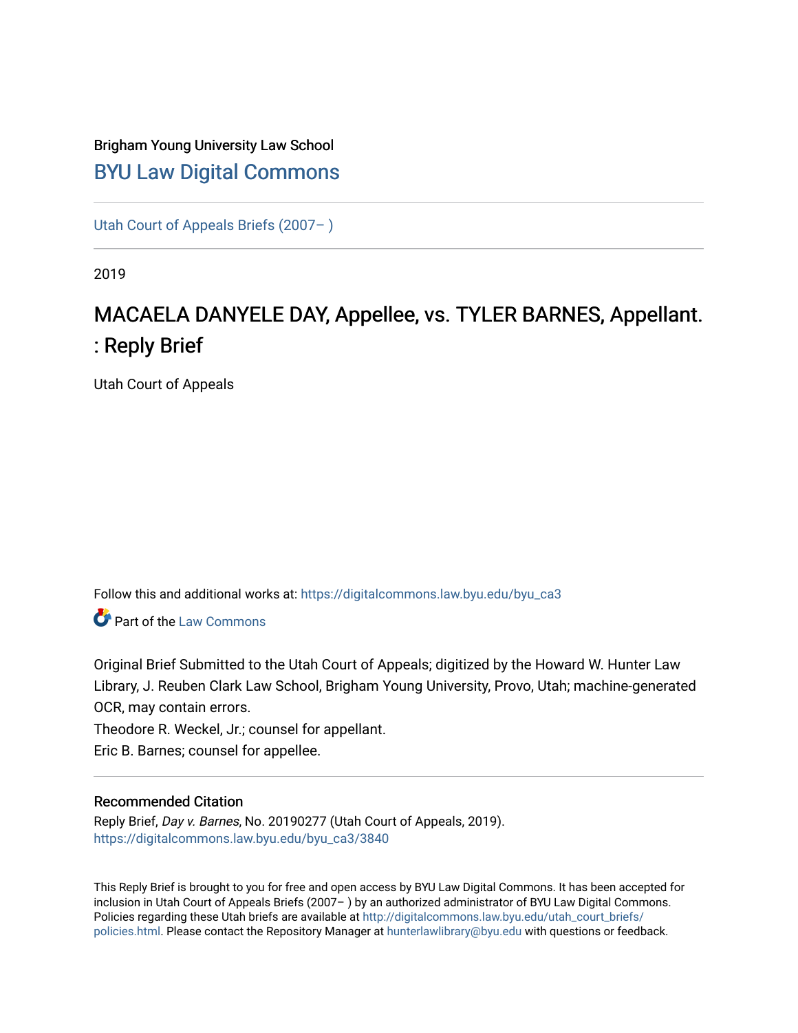Brigham Young University Law School

# BYU Law Digital Commons

Utah Court of Appeals Briefs (2007– )

2019

## MACAELA DANYELE DAY, Appellee, vs. TYLER BARNES, Appellant. : Reply Brief

Utah Court of Appeals

Follow this and additional works at: https://digitalcommons.law.byu.edu/byu_ca3

Part of the Law Commons

Original Brief Submitted to the Utah Court of Appeals; digitized by the Howard W. Hunter Law Library, J. Reuben Clark Law School, Brigham Young University, Provo, Utah; machine-generated OCR, may contain errors.

Theodore R. Weckel, Jr.; counsel for appellant.

Eric B. Barnes; counsel for appellee.

### Recommended Citation

Reply Brief, *Day v. Barnes*, No. 20190277 (Utah Court of Appeals, 2019).
https://digitalcommons.law.byu.edu/byu_ca3/3840

This Reply Brief is brought to you for free and open access by BYU Law Digital Commons. It has been accepted for inclusion in Utah Court of Appeals Briefs (2007– ) by an authorized administrator of BYU Law Digital Commons. Policies regarding these Utah briefs are available at http://digitalcommons.law.byu.edu/utah_court_briefs/policies.html. Please contact the Repository Manager at hunterlawlibrary@byu.edu with questions or feedback.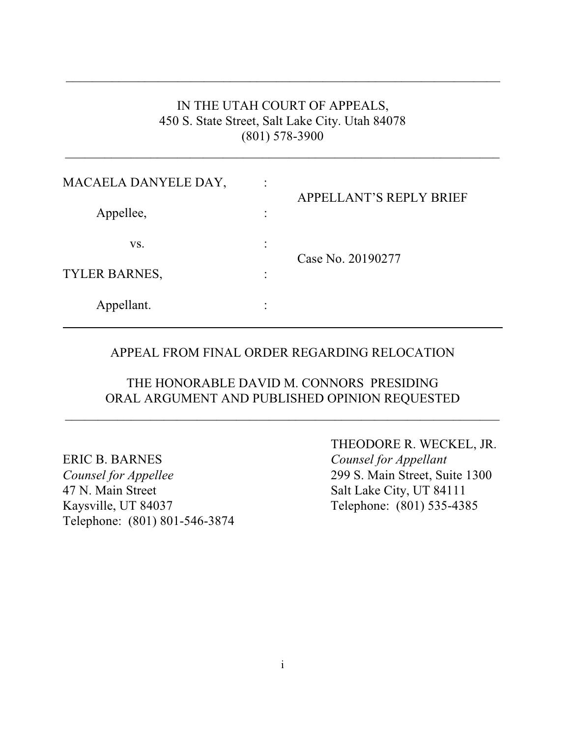IN THE UTAH COURT OF APPEALS,
450 S. State Street, Salt Lake City. Utah 84078
(801) 578-3900

| | | |
|---|---|---|
| MACAELA DANYELE DAY, | : | APPELLANT'S REPLY BRIEF |
| Appellee, | : | |
| vs. | : | Case No. 20190277 |
| TYLER BARNES, | : | |
| Appellant. | : | |

APPEAL FROM FINAL ORDER REGARDING RELOCATION

THE HONORABLE DAVID M. CONNORS PRESIDING
ORAL ARGUMENT AND PUBLISHED OPINION REQUESTED

THEODORE R. WECKEL, JR.
*Counsel for Appellant*
299 S. Main Street, Suite 1300
Salt Lake City, UT 84111
Telephone: (801) 535-4385

ERIC B. BARNES
*Counsel for Appellee*
47 N. Main Street
Kaysville, UT 84037
Telephone: (801) 801-546-3874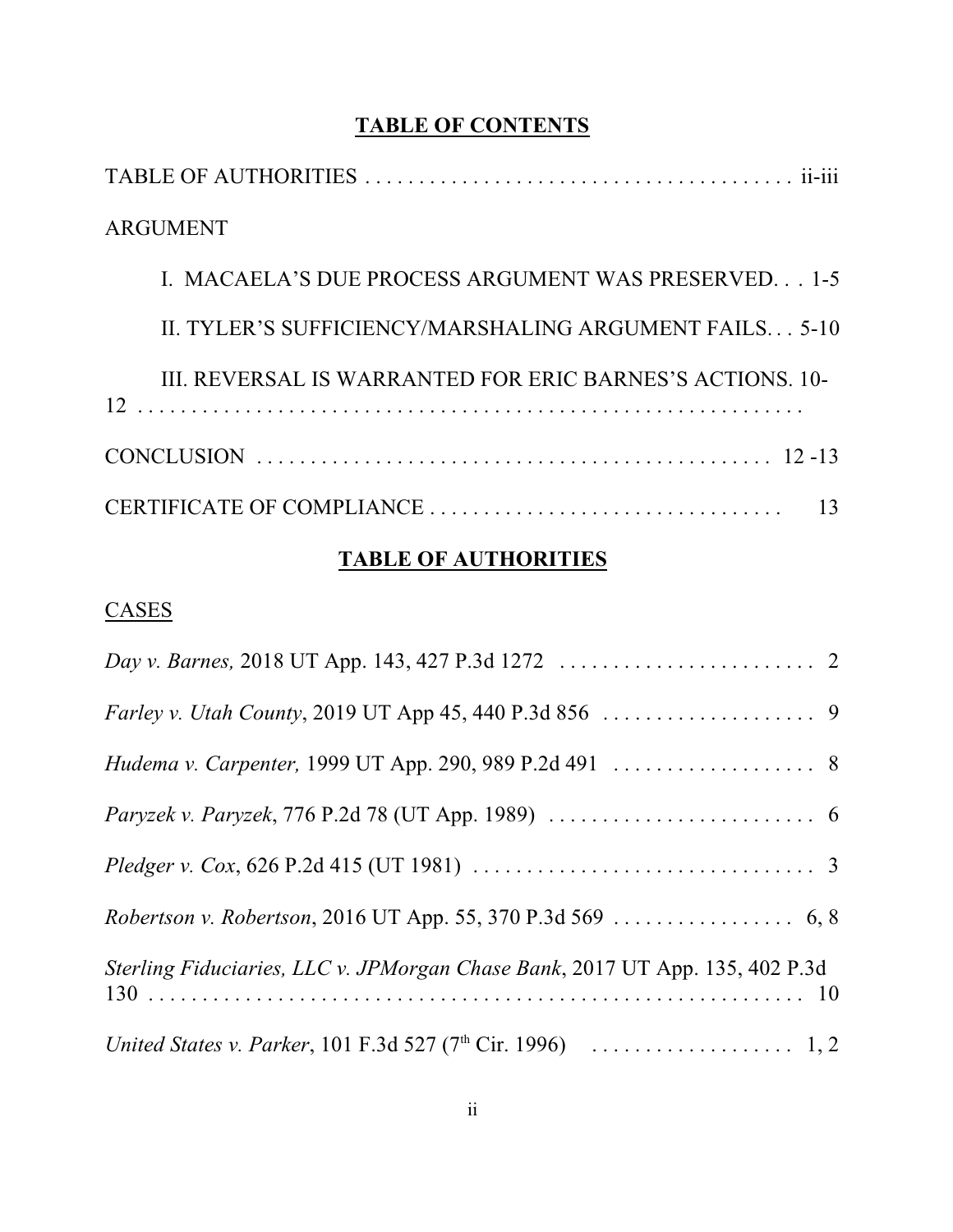## TABLE OF CONTENTS

TABLE OF AUTHORITIES . . . . . . . . . . . . . . . . . . . . . . . . . . . . . . . . . . . . . . . . . ii-iii

ARGUMENT

I. MACAELA'S DUE PROCESS ARGUMENT WAS PRESERVED. . . 1-5

II. TYLER'S SUFFICIENCY/MARSHALING ARGUMENT FAILS. . . 5-10

III. REVERSAL IS WARRANTED FOR ERIC BARNES'S ACTIONS. 10-12 . . . . . . . . . . . . . . . . . . . . . . . . . . . . . . . . . . . . . . . . . . . . . . . . . . . . . . . . . . . . .

CONCLUSION . . . . . . . . . . . . . . . . . . . . . . . . . . . . . . . . . . . . . . . . . . . . . . . . 12 -13

CERTIFICATE OF COMPLIANCE . . . . . . . . . . . . . . . . . . . . . . . . . . . . . . . . . 13

## TABLE OF AUTHORITIES

CASES

*Day v. Barnes,* 2018 UT App. 143, 427 P.3d 1272 . . . . . . . . . . . . . . . . . . . . . . . . . 2

*Farley v. Utah County*, 2019 UT App 45, 440 P.3d 856 . . . . . . . . . . . . . . . . . . . . 9

*Hudema v. Carpenter,* 1999 UT App. 290, 989 P.2d 491 . . . . . . . . . . . . . . . . . . . 8

*Paryzek v. Paryzek*, 776 P.2d 78 (UT App. 1989) . . . . . . . . . . . . . . . . . . . . . . . . . 6

*Pledger v. Cox*, 626 P.2d 415 (UT 1981) . . . . . . . . . . . . . . . . . . . . . . . . . . . . . . . 3

*Robertson v. Robertson*, 2016 UT App. 55, 370 P.3d 569 . . . . . . . . . . . . . . . . . 6, 8

*Sterling Fiduciaries, LLC v. JPMorgan Chase Bank*, 2017 UT App. 135, 402 P.3d 130 . . . . . . . . . . . . . . . . . . . . . . . . . . . . . . . . . . . . . . . . . . . . . . . . . . . . . . . . . . . 10

*United States v. Parker*, 101 F.3d 527 (7th Cir. 1996) . . . . . . . . . . . . . . . . . . 1, 2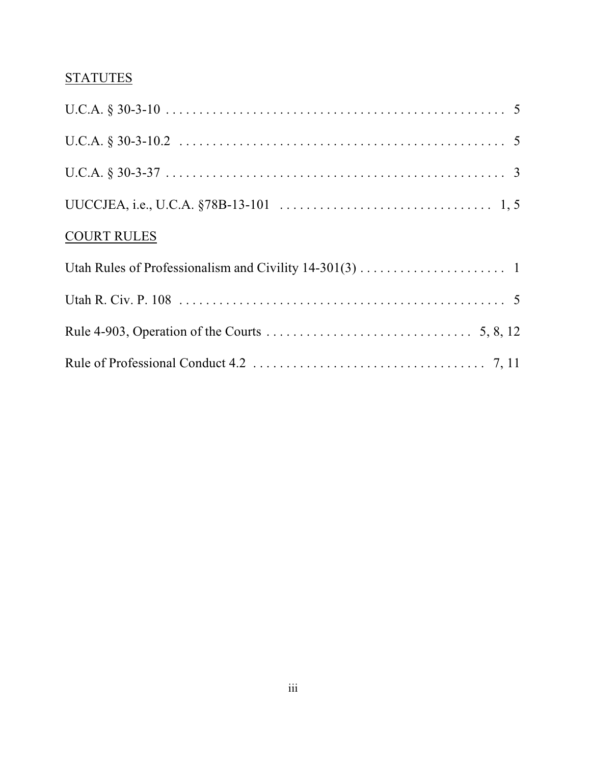STATUTES

U.C.A. § 30-3-10 . . . . . . . . . . . . . . . . . . . . . . . . . . . . . . . . . . . . . . . . . . . . . . . . 5

U.C.A. § 30-3-10.2 . . . . . . . . . . . . . . . . . . . . . . . . . . . . . . . . . . . . . . . . . . . . . . . 5

U.C.A. § 30-3-37 . . . . . . . . . . . . . . . . . . . . . . . . . . . . . . . . . . . . . . . . . . . . . . . . 3

UUCCJEA, i.e., U.C.A. §78B-13-101 . . . . . . . . . . . . . . . . . . . . . . . . . . . . . . . 1, 5

COURT RULES

Utah Rules of Professionalism and Civility 14-301(3) . . . . . . . . . . . . . . . . . . . . . . 1

Utah R. Civ. P. 108 . . . . . . . . . . . . . . . . . . . . . . . . . . . . . . . . . . . . . . . . . . . . . . . 5

Rule 4-903, Operation of the Courts . . . . . . . . . . . . . . . . . . . . . . . . . . . . . . . 5, 8, 12

Rule of Professional Conduct 4.2 . . . . . . . . . . . . . . . . . . . . . . . . . . . . . . . . . . 7, 11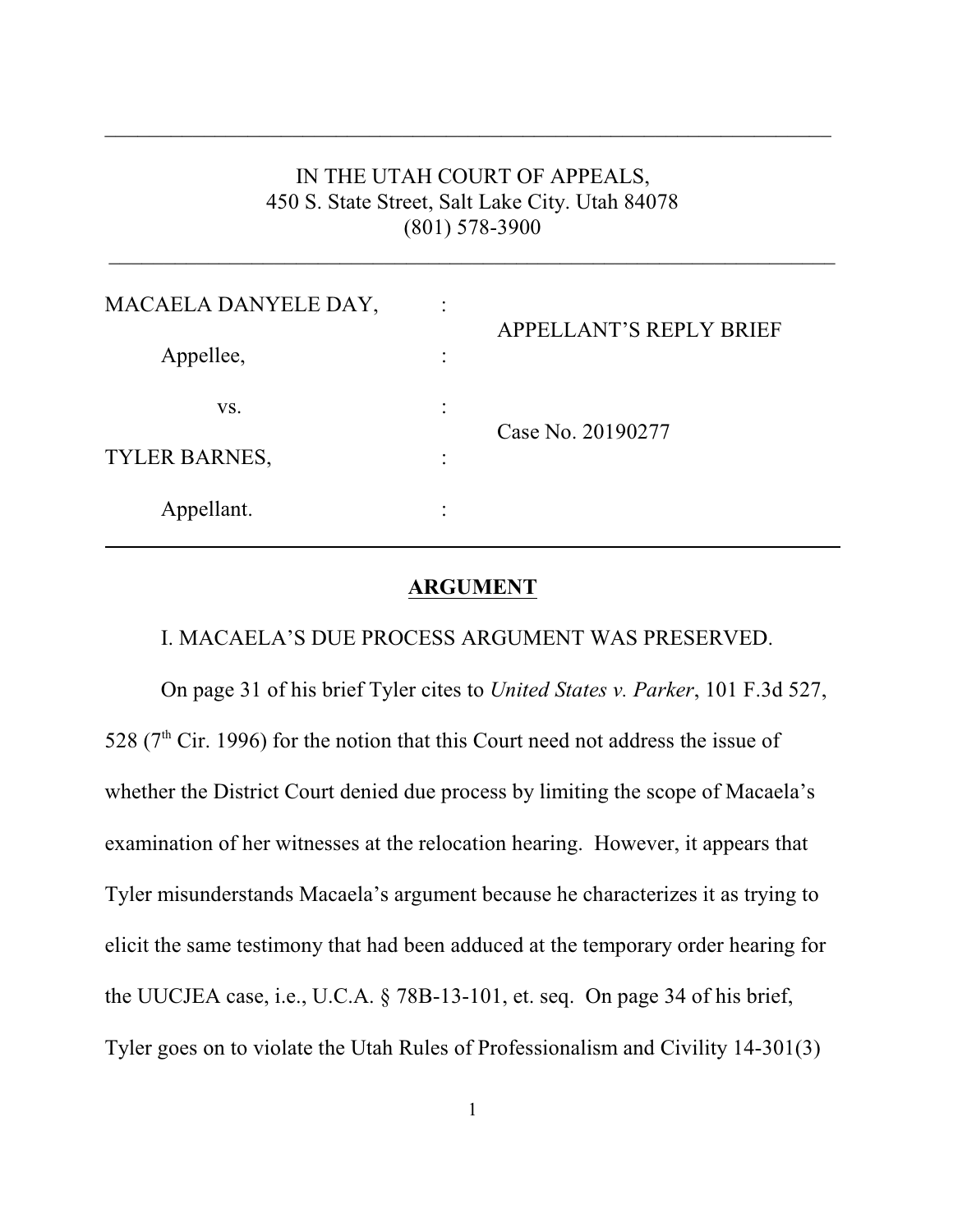IN THE UTAH COURT OF APPEALS,
450 S. State Street, Salt Lake City. Utah 84078
(801) 578-3900

| | | |
|---|---|---|
| MACAELA DANYELE DAY, | : | APPELLANT'S REPLY BRIEF |
| Appellee, | : | |
| vs. | : | Case No. 20190277 |
| TYLER BARNES, | : | |
| Appellant. | : | |

## ARGUMENT

I. MACAELA'S DUE PROCESS ARGUMENT WAS PRESERVED.

On page 31 of his brief Tyler cites to *United States v. Parker*, 101 F.3d 527, 528 (7th Cir. 1996) for the notion that this Court need not address the issue of whether the District Court denied due process by limiting the scope of Macaela's examination of her witnesses at the relocation hearing. However, it appears that Tyler misunderstands Macaela's argument because he characterizes it as trying to elicit the same testimony that had been adduced at the temporary order hearing for the UUCJEA case, i.e., U.C.A. § 78B-13-101, et. seq. On page 34 of his brief, Tyler goes on to violate the Utah Rules of Professionalism and Civility 14-301(3)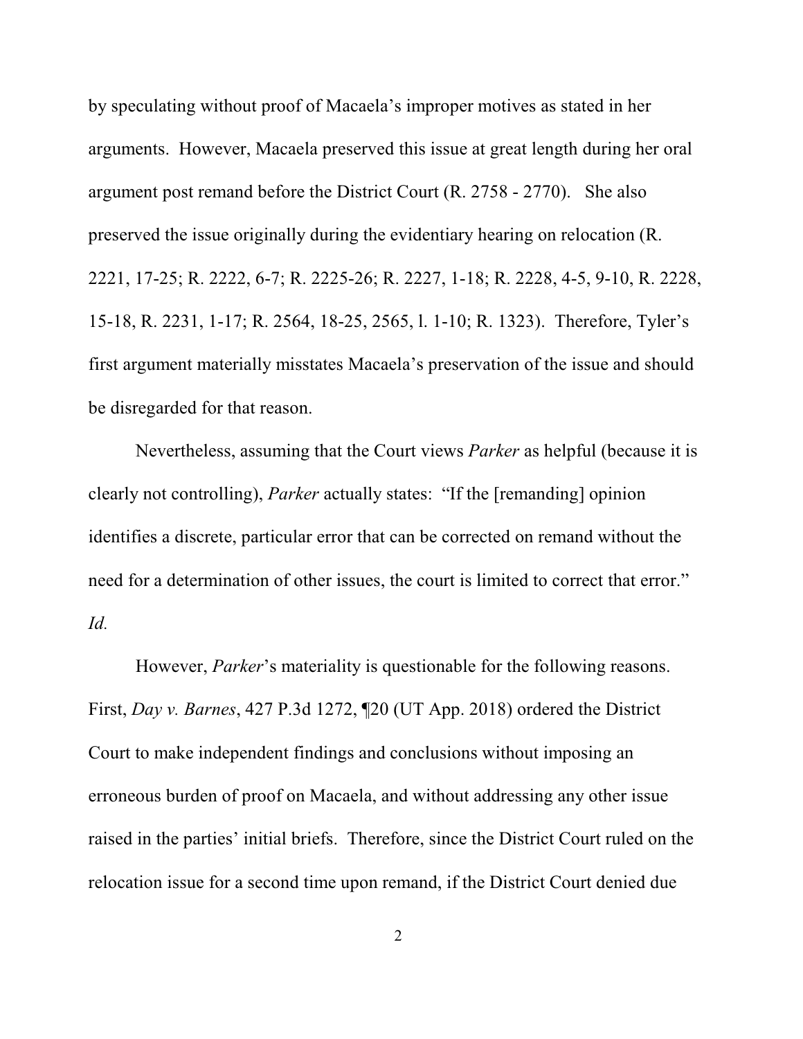by speculating without proof of Macaela's improper motives as stated in her arguments. However, Macaela preserved this issue at great length during her oral argument post remand before the District Court (R. 2758 - 2770). She also preserved the issue originally during the evidentiary hearing on relocation (R. 2221, 17-25; R. 2222, 6-7; R. 2225-26; R. 2227, 1-18; R. 2228, 4-5, 9-10, R. 2228, 15-18, R. 2231, 1-17; R. 2564, 18-25, 2565, l. 1-10; R. 1323). Therefore, Tyler's first argument materially misstates Macaela's preservation of the issue and should be disregarded for that reason.

Nevertheless, assuming that the Court views *Parker* as helpful (because it is clearly not controlling), *Parker* actually states: "If the [remanding] opinion identifies a discrete, particular error that can be corrected on remand without the need for a determination of other issues, the court is limited to correct that error." *Id.*

However, *Parker*'s materiality is questionable for the following reasons. First, *Day v. Barnes*, 427 P.3d 1272, ¶20 (UT App. 2018) ordered the District Court to make independent findings and conclusions without imposing an erroneous burden of proof on Macaela, and without addressing any other issue raised in the parties' initial briefs. Therefore, since the District Court ruled on the relocation issue for a second time upon remand, if the District Court denied due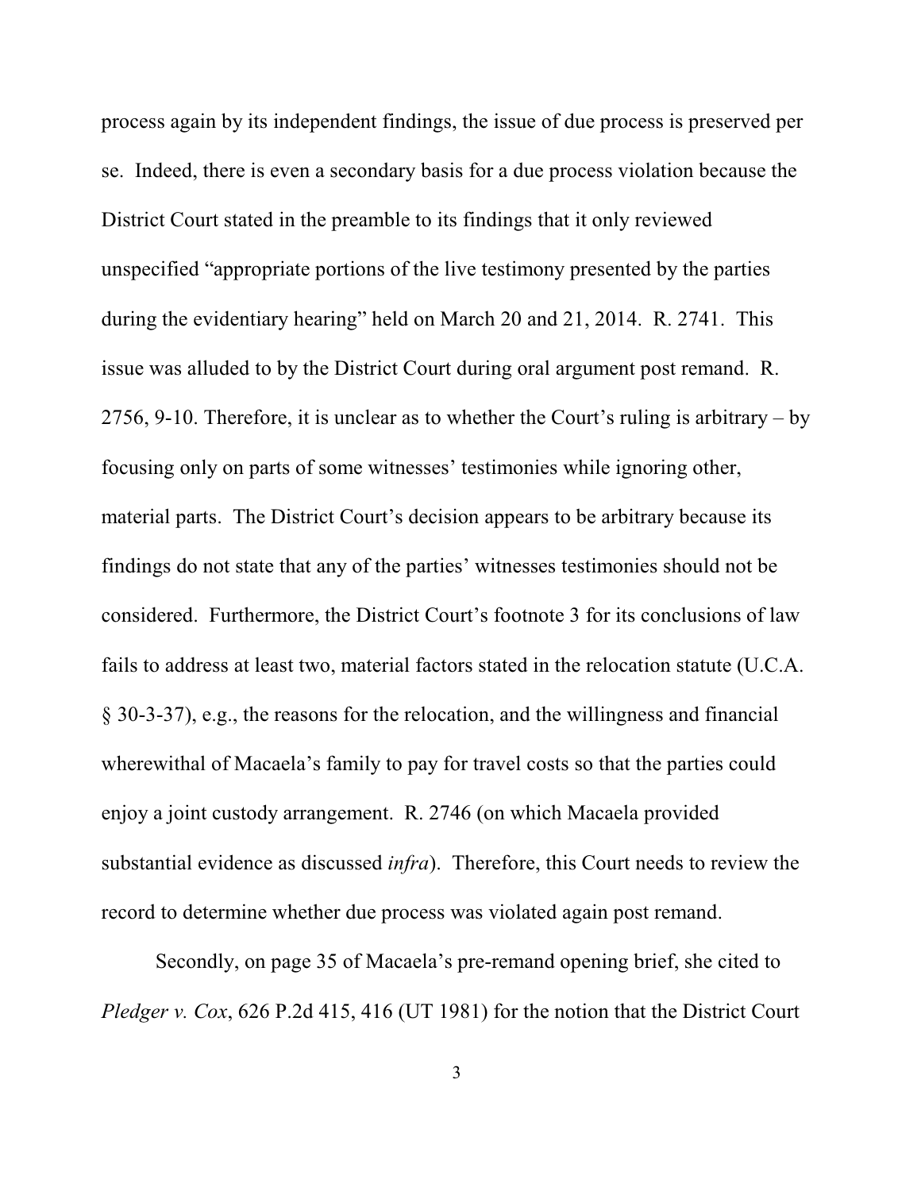process again by its independent findings, the issue of due process is preserved per se. Indeed, there is even a secondary basis for a due process violation because the District Court stated in the preamble to its findings that it only reviewed unspecified "appropriate portions of the live testimony presented by the parties during the evidentiary hearing" held on March 20 and 21, 2014. R. 2741. This issue was alluded to by the District Court during oral argument post remand. R. 2756, 9-10. Therefore, it is unclear as to whether the Court's ruling is arbitrary – by focusing only on parts of some witnesses' testimonies while ignoring other, material parts. The District Court's decision appears to be arbitrary because its findings do not state that any of the parties' witnesses testimonies should not be considered. Furthermore, the District Court's footnote 3 for its conclusions of law fails to address at least two, material factors stated in the relocation statute (U.C.A. § 30-3-37), e.g., the reasons for the relocation, and the willingness and financial wherewithal of Macaela's family to pay for travel costs so that the parties could enjoy a joint custody arrangement. R. 2746 (on which Macaela provided substantial evidence as discussed *infra*). Therefore, this Court needs to review the record to determine whether due process was violated again post remand.

Secondly, on page 35 of Macaela's pre-remand opening brief, she cited to *Pledger v. Cox*, 626 P.2d 415, 416 (UT 1981) for the notion that the District Court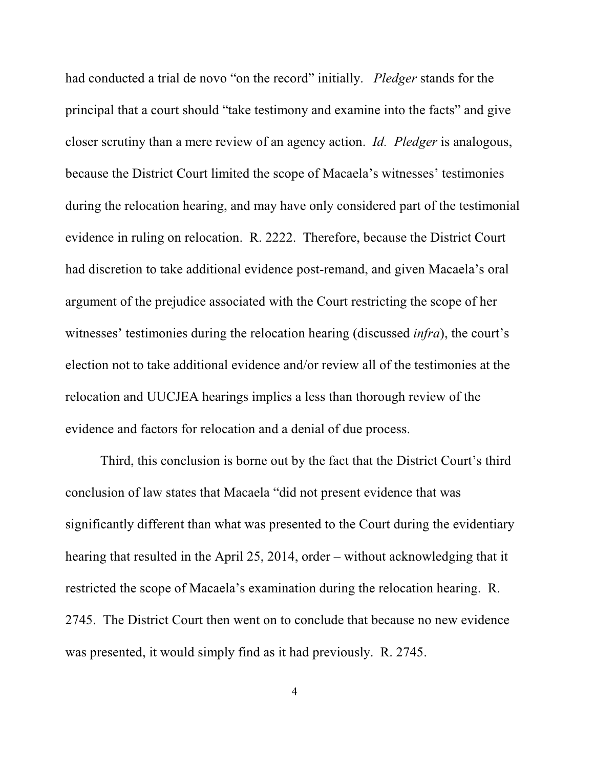had conducted a trial de novo "on the record" initially. *Pledger* stands for the principal that a court should "take testimony and examine into the facts" and give closer scrutiny than a mere review of an agency action. *Id. Pledger* is analogous, because the District Court limited the scope of Macaela's witnesses' testimonies during the relocation hearing, and may have only considered part of the testimonial evidence in ruling on relocation. R. 2222. Therefore, because the District Court had discretion to take additional evidence post-remand, and given Macaela's oral argument of the prejudice associated with the Court restricting the scope of her witnesses' testimonies during the relocation hearing (discussed *infra*), the court's election not to take additional evidence and/or review all of the testimonies at the relocation and UUCJEA hearings implies a less than thorough review of the evidence and factors for relocation and a denial of due process.

Third, this conclusion is borne out by the fact that the District Court's third conclusion of law states that Macaela "did not present evidence that was significantly different than what was presented to the Court during the evidentiary hearing that resulted in the April 25, 2014, order – without acknowledging that it restricted the scope of Macaela's examination during the relocation hearing. R. 2745. The District Court then went on to conclude that because no new evidence was presented, it would simply find as it had previously. R. 2745.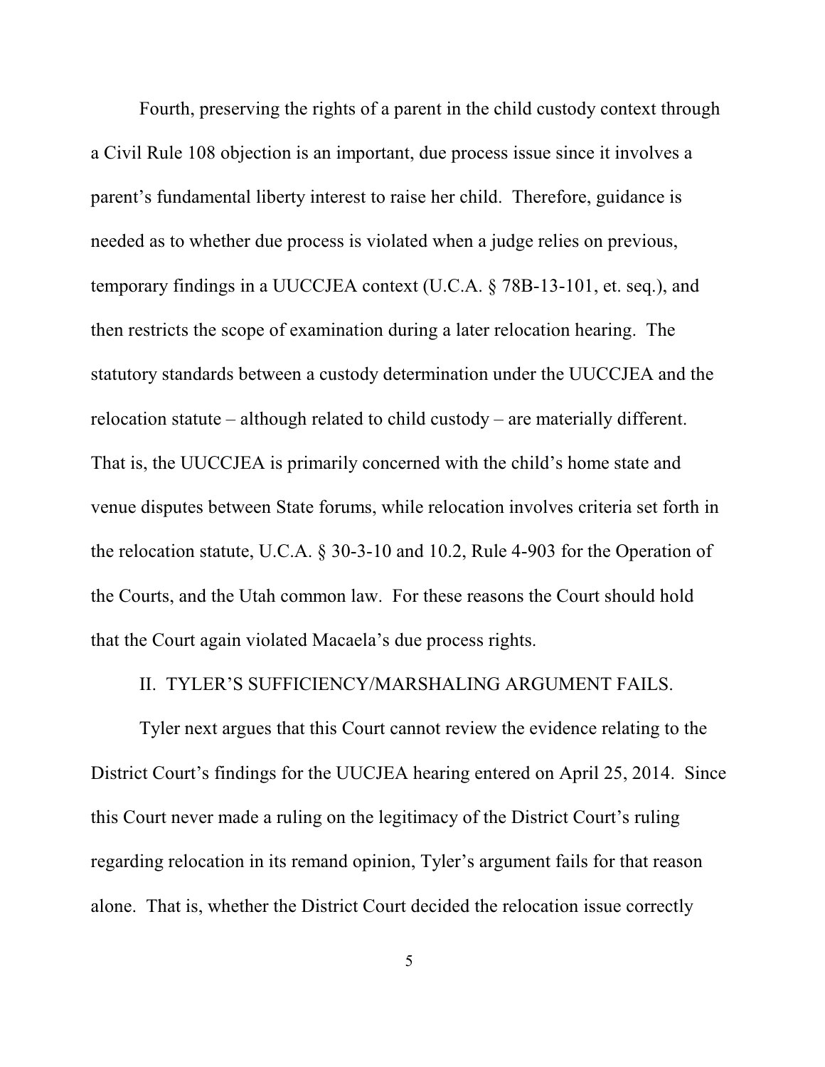Fourth, preserving the rights of a parent in the child custody context through a Civil Rule 108 objection is an important, due process issue since it involves a parent's fundamental liberty interest to raise her child. Therefore, guidance is needed as to whether due process is violated when a judge relies on previous, temporary findings in a UUCCJEA context (U.C.A. § 78B-13-101, et. seq.), and then restricts the scope of examination during a later relocation hearing. The statutory standards between a custody determination under the UUCCJEA and the relocation statute – although related to child custody – are materially different. That is, the UUCCJEA is primarily concerned with the child's home state and venue disputes between State forums, while relocation involves criteria set forth in the relocation statute, U.C.A. § 30-3-10 and 10.2, Rule 4-903 for the Operation of the Courts, and the Utah common law. For these reasons the Court should hold that the Court again violated Macaela's due process rights.

## II. TYLER'S SUFFICIENCY/MARSHALING ARGUMENT FAILS.

Tyler next argues that this Court cannot review the evidence relating to the District Court's findings for the UUCJEA hearing entered on April 25, 2014. Since this Court never made a ruling on the legitimacy of the District Court's ruling regarding relocation in its remand opinion, Tyler's argument fails for that reason alone. That is, whether the District Court decided the relocation issue correctly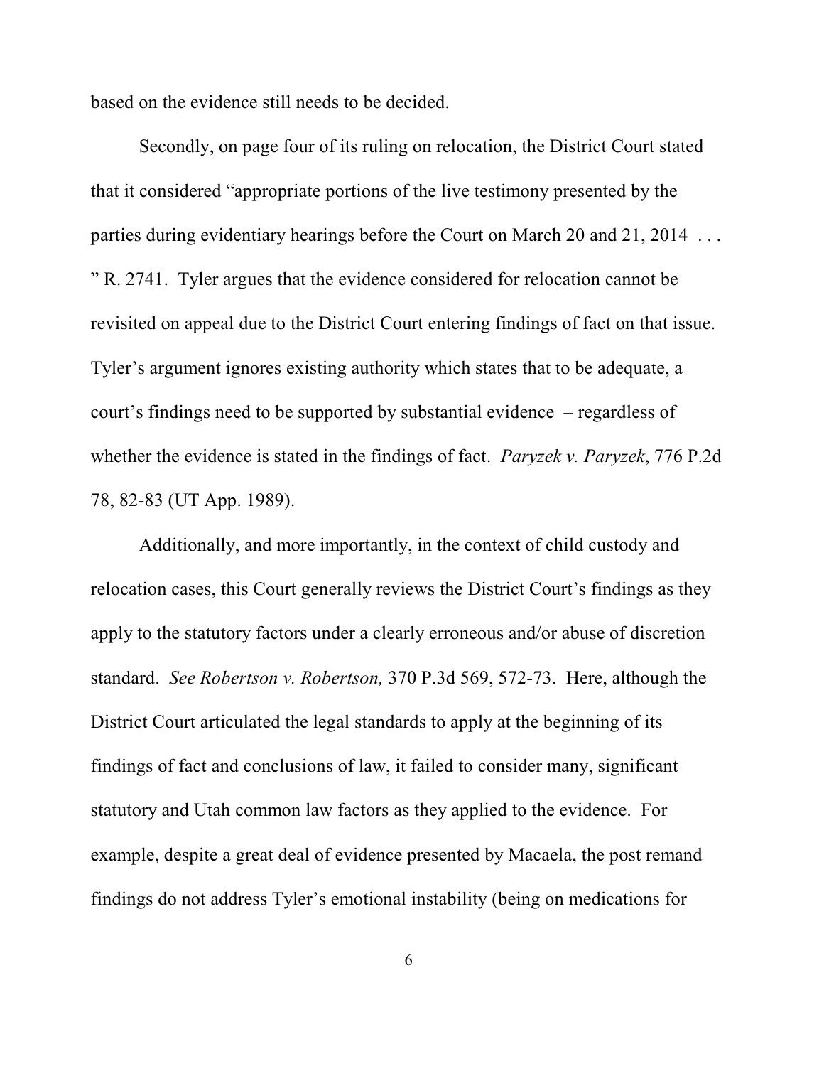based on the evidence still needs to be decided.

Secondly, on page four of its ruling on relocation, the District Court stated that it considered "appropriate portions of the live testimony presented by the parties during evidentiary hearings before the Court on March 20 and 21, 2014 . . . " R. 2741. Tyler argues that the evidence considered for relocation cannot be revisited on appeal due to the District Court entering findings of fact on that issue. Tyler's argument ignores existing authority which states that to be adequate, a court's findings need to be supported by substantial evidence – regardless of whether the evidence is stated in the findings of fact. *Paryzek v. Paryzek*, 776 P.2d 78, 82-83 (UT App. 1989).

Additionally, and more importantly, in the context of child custody and relocation cases, this Court generally reviews the District Court's findings as they apply to the statutory factors under a clearly erroneous and/or abuse of discretion standard. *See Robertson v. Robertson,* 370 P.3d 569, 572-73. Here, although the District Court articulated the legal standards to apply at the beginning of its findings of fact and conclusions of law, it failed to consider many, significant statutory and Utah common law factors as they applied to the evidence. For example, despite a great deal of evidence presented by Macaela, the post remand findings do not address Tyler's emotional instability (being on medications for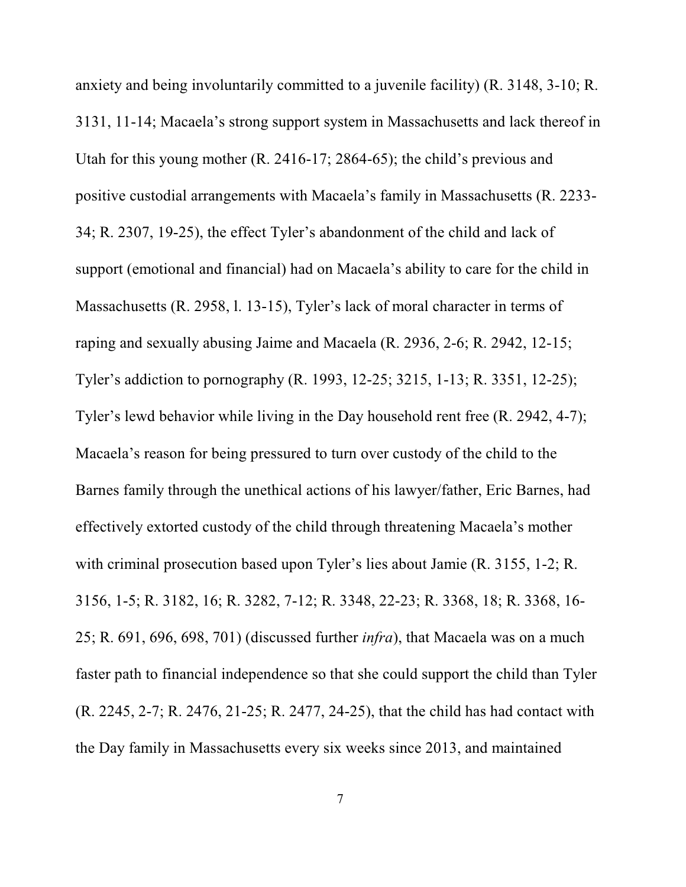anxiety and being involuntarily committed to a juvenile facility) (R. 3148, 3-10; R. 3131, 11-14; Macaela's strong support system in Massachusetts and lack thereof in Utah for this young mother (R. 2416-17; 2864-65); the child's previous and positive custodial arrangements with Macaela's family in Massachusetts (R. 2233-34; R. 2307, 19-25), the effect Tyler's abandonment of the child and lack of support (emotional and financial) had on Macaela's ability to care for the child in Massachusetts (R. 2958, l. 13-15), Tyler's lack of moral character in terms of raping and sexually abusing Jaime and Macaela (R. 2936, 2-6; R. 2942, 12-15; Tyler's addiction to pornography (R. 1993, 12-25; 3215, 1-13; R. 3351, 12-25); Tyler's lewd behavior while living in the Day household rent free (R. 2942, 4-7); Macaela's reason for being pressured to turn over custody of the child to the Barnes family through the unethical actions of his lawyer/father, Eric Barnes, had effectively extorted custody of the child through threatening Macaela's mother with criminal prosecution based upon Tyler's lies about Jamie (R. 3155, 1-2; R. 3156, 1-5; R. 3182, 16; R. 3282, 7-12; R. 3348, 22-23; R. 3368, 18; R. 3368, 16-25; R. 691, 696, 698, 701) (discussed further *infra*), that Macaela was on a much faster path to financial independence so that she could support the child than Tyler (R. 2245, 2-7; R. 2476, 21-25; R. 2477, 24-25), that the child has had contact with the Day family in Massachusetts every six weeks since 2013, and maintained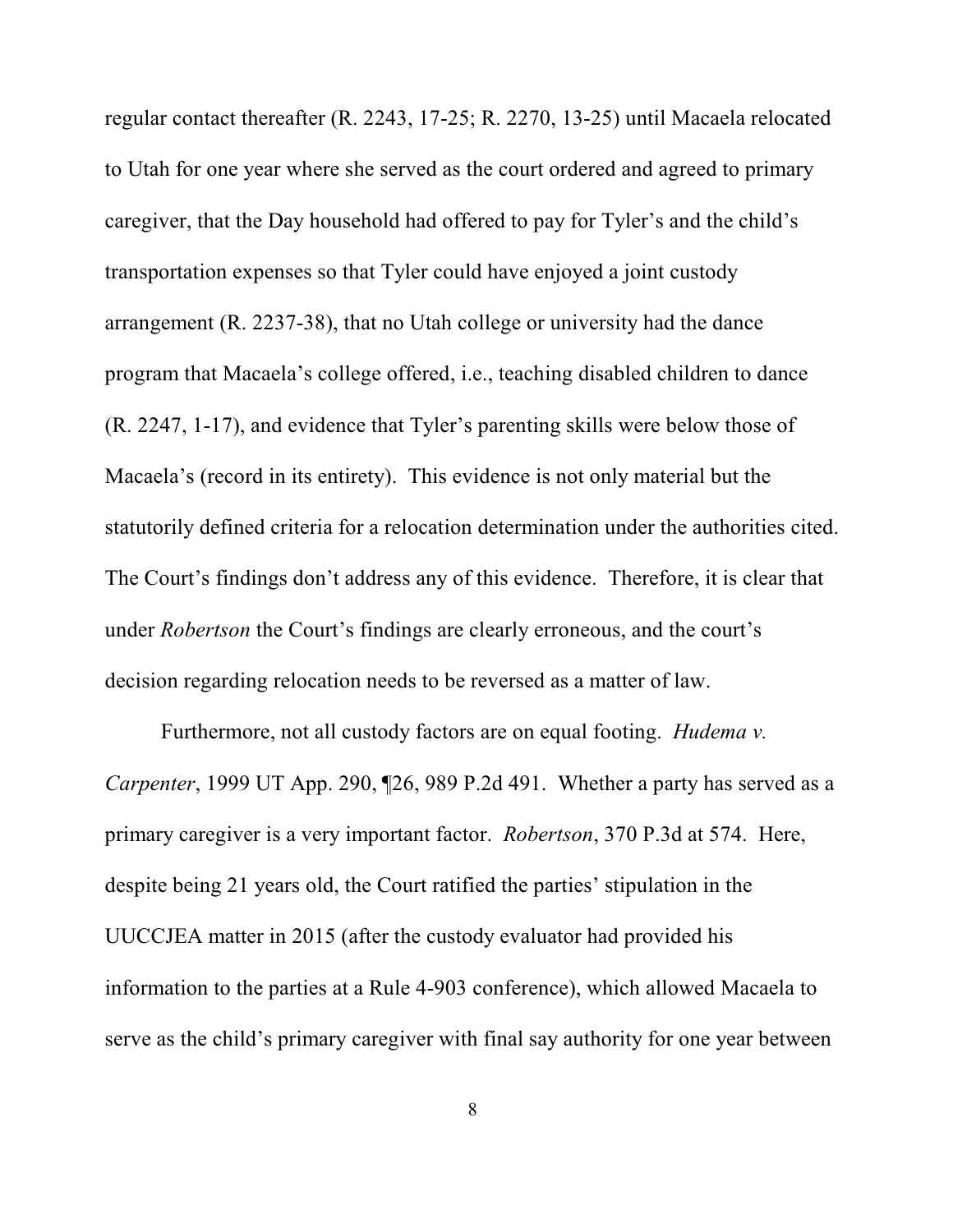regular contact thereafter (R. 2243, 17-25; R. 2270, 13-25) until Macaela relocated to Utah for one year where she served as the court ordered and agreed to primary caregiver, that the Day household had offered to pay for Tyler's and the child's transportation expenses so that Tyler could have enjoyed a joint custody arrangement (R. 2237-38), that no Utah college or university had the dance program that Macaela's college offered, i.e., teaching disabled children to dance (R. 2247, 1-17), and evidence that Tyler's parenting skills were below those of Macaela's (record in its entirety). This evidence is not only material but the statutorily defined criteria for a relocation determination under the authorities cited. The Court's findings don't address any of this evidence. Therefore, it is clear that under *Robertson* the Court's findings are clearly erroneous, and the court's decision regarding relocation needs to be reversed as a matter of law.

Furthermore, not all custody factors are on equal footing. *Hudema v. Carpenter*, 1999 UT App. 290, ¶26, 989 P.2d 491. Whether a party has served as a primary caregiver is a very important factor. *Robertson*, 370 P.3d at 574. Here, despite being 21 years old, the Court ratified the parties' stipulation in the UUCCJEA matter in 2015 (after the custody evaluator had provided his information to the parties at a Rule 4-903 conference), which allowed Macaela to serve as the child's primary caregiver with final say authority for one year between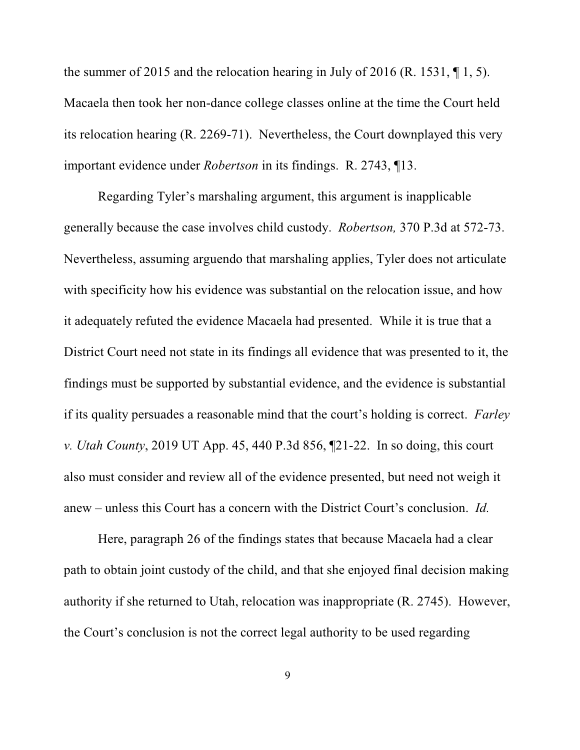the summer of 2015 and the relocation hearing in July of 2016 (R. 1531, ¶ 1, 5). Macaela then took her non-dance college classes online at the time the Court held its relocation hearing (R. 2269-71). Nevertheless, the Court downplayed this very important evidence under *Robertson* in its findings. R. 2743, ¶13.

Regarding Tyler's marshaling argument, this argument is inapplicable generally because the case involves child custody. *Robertson,* 370 P.3d at 572-73. Nevertheless, assuming arguendo that marshaling applies, Tyler does not articulate with specificity how his evidence was substantial on the relocation issue, and how it adequately refuted the evidence Macaela had presented. While it is true that a District Court need not state in its findings all evidence that was presented to it, the findings must be supported by substantial evidence, and the evidence is substantial if its quality persuades a reasonable mind that the court's holding is correct. *Farley v. Utah County*, 2019 UT App. 45, 440 P.3d 856, ¶21-22. In so doing, this court also must consider and review all of the evidence presented, but need not weigh it anew – unless this Court has a concern with the District Court's conclusion. *Id.*

Here, paragraph 26 of the findings states that because Macaela had a clear path to obtain joint custody of the child, and that she enjoyed final decision making authority if she returned to Utah, relocation was inappropriate (R. 2745). However, the Court's conclusion is not the correct legal authority to be used regarding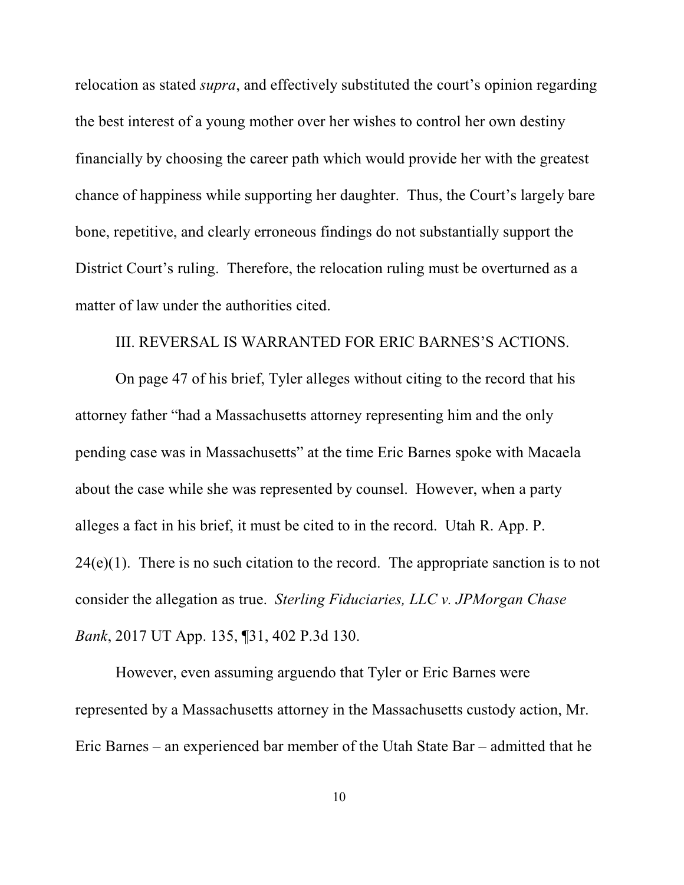relocation as stated *supra*, and effectively substituted the court's opinion regarding the best interest of a young mother over her wishes to control her own destiny financially by choosing the career path which would provide her with the greatest chance of happiness while supporting her daughter. Thus, the Court's largely bare bone, repetitive, and clearly erroneous findings do not substantially support the District Court's ruling. Therefore, the relocation ruling must be overturned as a matter of law under the authorities cited.

## III. REVERSAL IS WARRANTED FOR ERIC BARNES'S ACTIONS.

On page 47 of his brief, Tyler alleges without citing to the record that his attorney father "had a Massachusetts attorney representing him and the only pending case was in Massachusetts" at the time Eric Barnes spoke with Macaela about the case while she was represented by counsel. However, when a party alleges a fact in his brief, it must be cited to in the record. Utah R. App. P. 24(e)(1). There is no such citation to the record. The appropriate sanction is to not consider the allegation as true. *Sterling Fiduciaries, LLC v. JPMorgan Chase Bank*, 2017 UT App. 135, ¶31, 402 P.3d 130.

However, even assuming arguendo that Tyler or Eric Barnes were represented by a Massachusetts attorney in the Massachusetts custody action, Mr. Eric Barnes – an experienced bar member of the Utah State Bar – admitted that he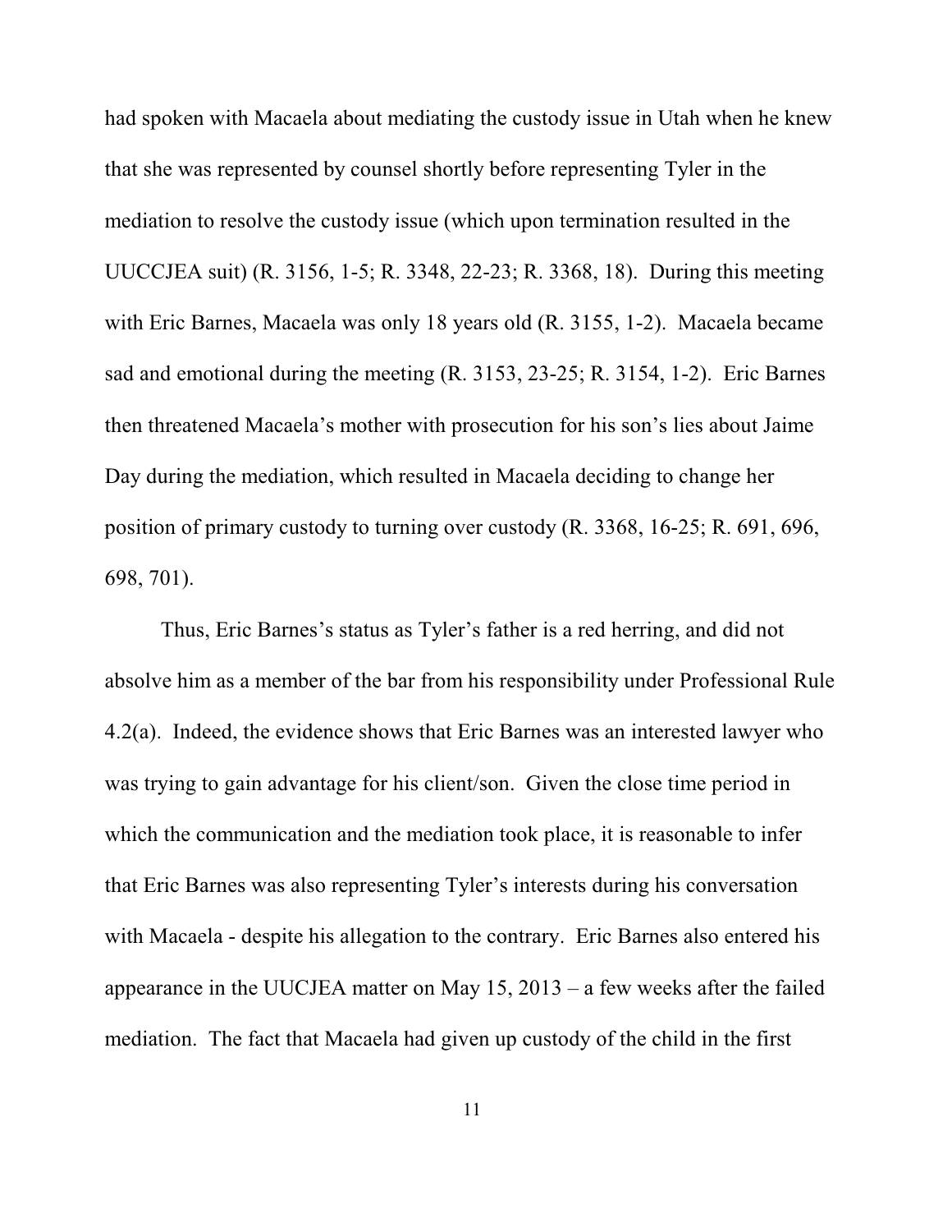had spoken with Macaela about mediating the custody issue in Utah when he knew that she was represented by counsel shortly before representing Tyler in the mediation to resolve the custody issue (which upon termination resulted in the UUCCJEA suit) (R. 3156, 1-5; R. 3348, 22-23; R. 3368, 18). During this meeting with Eric Barnes, Macaela was only 18 years old (R. 3155, 1-2). Macaela became sad and emotional during the meeting (R. 3153, 23-25; R. 3154, 1-2). Eric Barnes then threatened Macaela's mother with prosecution for his son's lies about Jaime Day during the mediation, which resulted in Macaela deciding to change her position of primary custody to turning over custody (R. 3368, 16-25; R. 691, 696, 698, 701).

Thus, Eric Barnes's status as Tyler's father is a red herring, and did not absolve him as a member of the bar from his responsibility under Professional Rule 4.2(a). Indeed, the evidence shows that Eric Barnes was an interested lawyer who was trying to gain advantage for his client/son. Given the close time period in which the communication and the mediation took place, it is reasonable to infer that Eric Barnes was also representing Tyler's interests during his conversation with Macaela - despite his allegation to the contrary. Eric Barnes also entered his appearance in the UUCJEA matter on May 15, 2013 – a few weeks after the failed mediation. The fact that Macaela had given up custody of the child in the first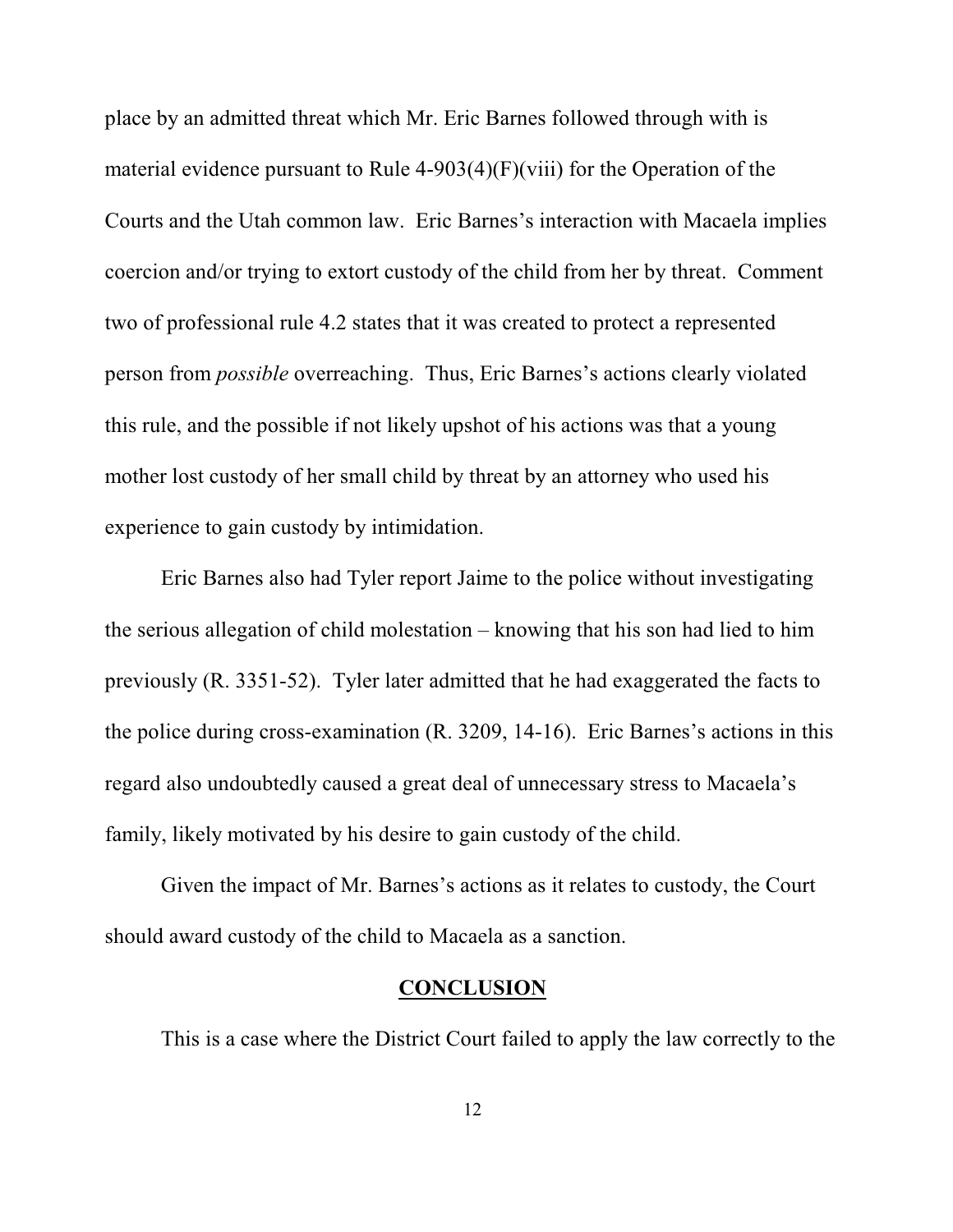place by an admitted threat which Mr. Eric Barnes followed through with is material evidence pursuant to Rule 4-903(4)(F)(viii) for the Operation of the Courts and the Utah common law. Eric Barnes's interaction with Macaela implies coercion and/or trying to extort custody of the child from her by threat. Comment two of professional rule 4.2 states that it was created to protect a represented person from *possible* overreaching. Thus, Eric Barnes's actions clearly violated this rule, and the possible if not likely upshot of his actions was that a young mother lost custody of her small child by threat by an attorney who used his experience to gain custody by intimidation.

Eric Barnes also had Tyler report Jaime to the police without investigating the serious allegation of child molestation – knowing that his son had lied to him previously (R. 3351-52). Tyler later admitted that he had exaggerated the facts to the police during cross-examination (R. 3209, 14-16). Eric Barnes's actions in this regard also undoubtedly caused a great deal of unnecessary stress to Macaela's family, likely motivated by his desire to gain custody of the child.

Given the impact of Mr. Barnes's actions as it relates to custody, the Court should award custody of the child to Macaela as a sanction.

## CONCLUSION

This is a case where the District Court failed to apply the law correctly to the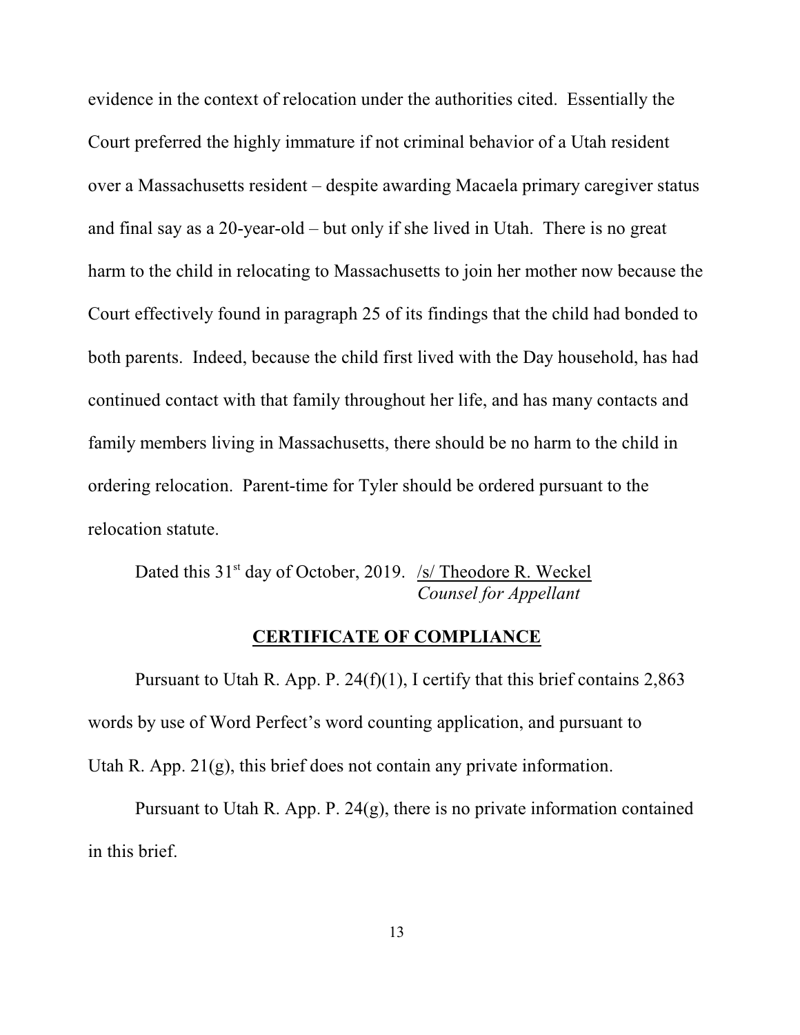evidence in the context of relocation under the authorities cited. Essentially the Court preferred the highly immature if not criminal behavior of a Utah resident over a Massachusetts resident – despite awarding Macaela primary caregiver status and final say as a 20-year-old – but only if she lived in Utah. There is no great harm to the child in relocating to Massachusetts to join her mother now because the Court effectively found in paragraph 25 of its findings that the child had bonded to both parents. Indeed, because the child first lived with the Day household, has had continued contact with that family throughout her life, and has many contacts and family members living in Massachusetts, there should be no harm to the child in ordering relocation. Parent-time for Tyler should be ordered pursuant to the relocation statute.

Dated this 31st day of October, 2019. /s/ Theodore R. Weckel
*Counsel for Appellant*

**CERTIFICATE OF COMPLIANCE**

Pursuant to Utah R. App. P. 24(f)(1), I certify that this brief contains 2,863 words by use of Word Perfect's word counting application, and pursuant to Utah R. App. 21(g), this brief does not contain any private information.

Pursuant to Utah R. App. P. 24(g), there is no private information contained in this brief.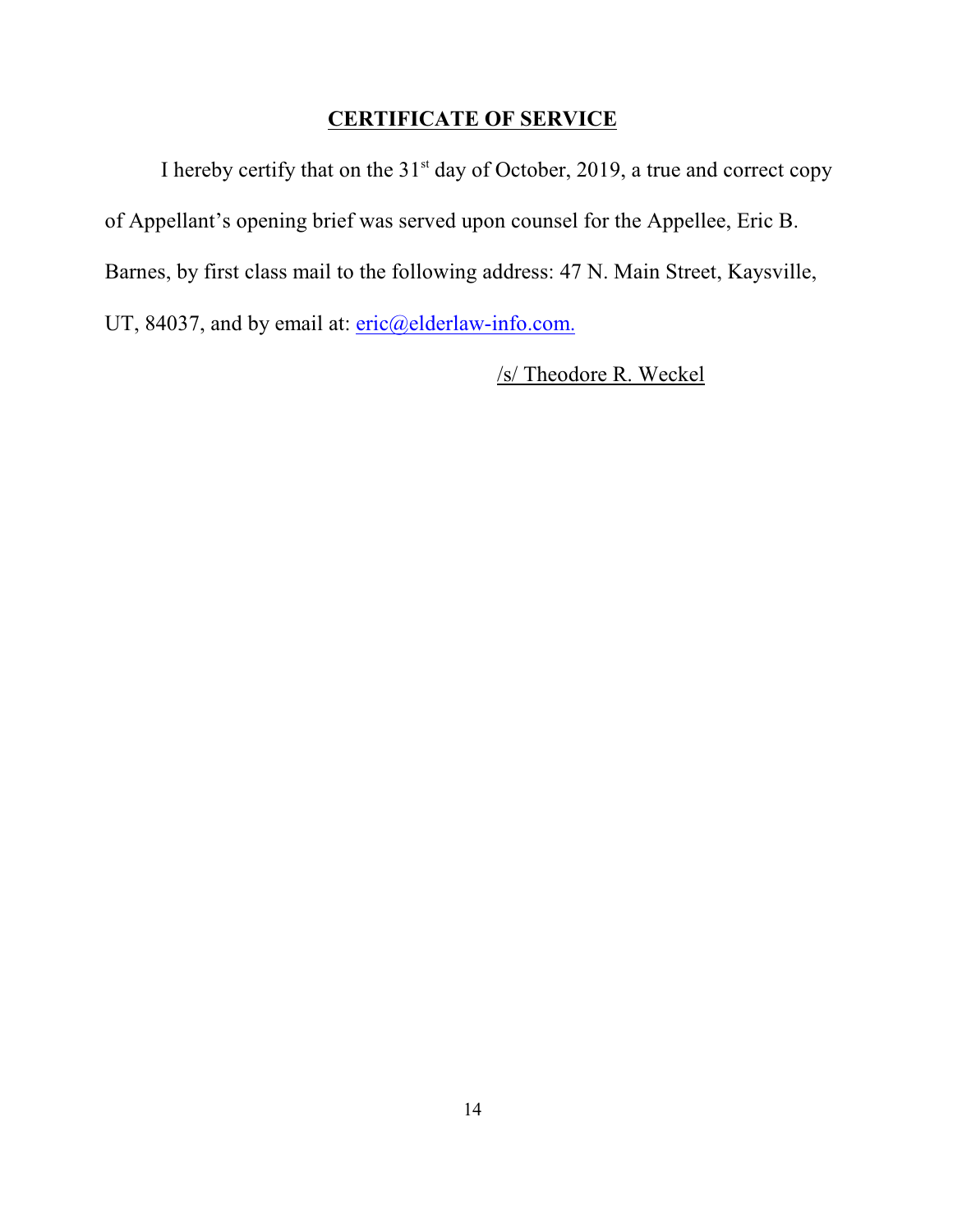# CERTIFICATE OF SERVICE

I hereby certify that on the 31st day of October, 2019, a true and correct copy of Appellant's opening brief was served upon counsel for the Appellee, Eric B. Barnes, by first class mail to the following address: 47 N. Main Street, Kaysville, UT, 84037, and by email at: eric@elderlaw-info.com.

/s/ Theodore R. Weckel